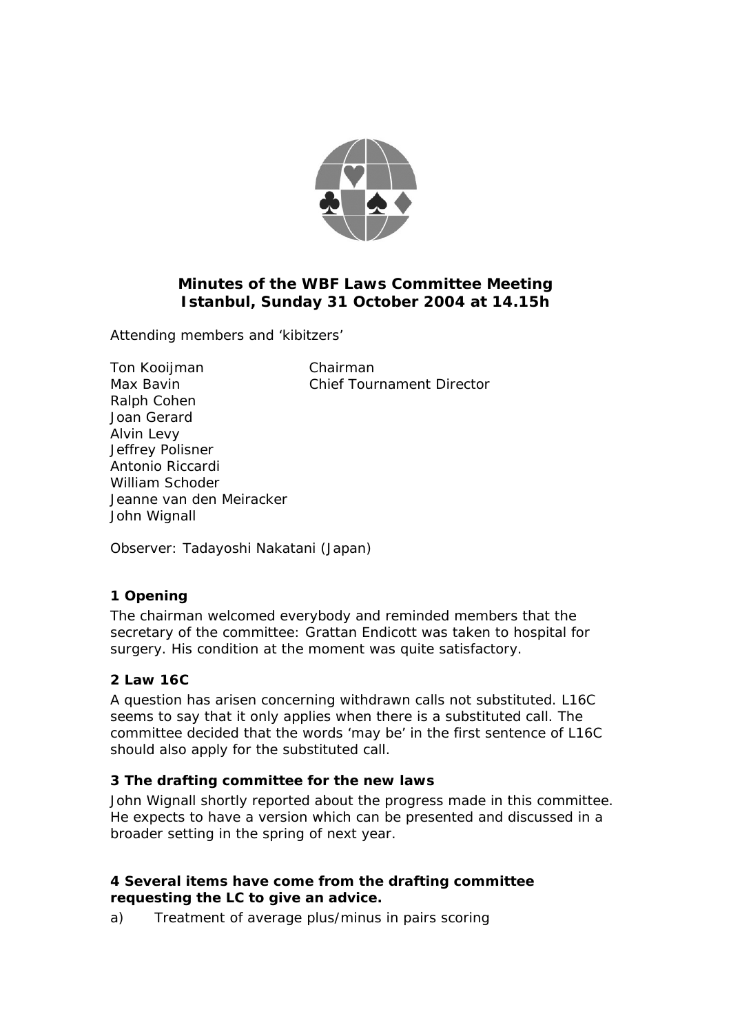# Minutes of the WBF Laws Committee Meeting
# Istanbul, Sunday 31 October 2004 at 14.15h

Attending members and 'kibitzers'

Ton Kooijman — Chairman
Max Bavin — Chief Tournament Director
Ralph Cohen
Joan Gerard
Alvin Levy
Jeffrey Polisner
Antonio Riccardi
William Schoder
Jeanne van den Meiracker
John Wignall

Observer: Tadayoshi Nakatani (Japan)

### 1 Opening

The chairman welcomed everybody and reminded members that the secretary of the committee: Grattan Endicott was taken to hospital for surgery. His condition at the moment was quite satisfactory.

### 2 Law 16C

A question has arisen concerning withdrawn calls not substituted. L16C seems to say that it only applies when there is a substituted call. The committee decided that the words 'may be' in the first sentence of L16C should also apply for the substituted call.

### 3 The drafting committee for the new laws

John Wignall shortly reported about the progress made in this committee. He expects to have a version which can be presented and discussed in a broader setting in the spring of next year.

### 4 Several items have come from the drafting committee requesting the LC to give an advice.

a) Treatment of average plus/minus in pairs scoring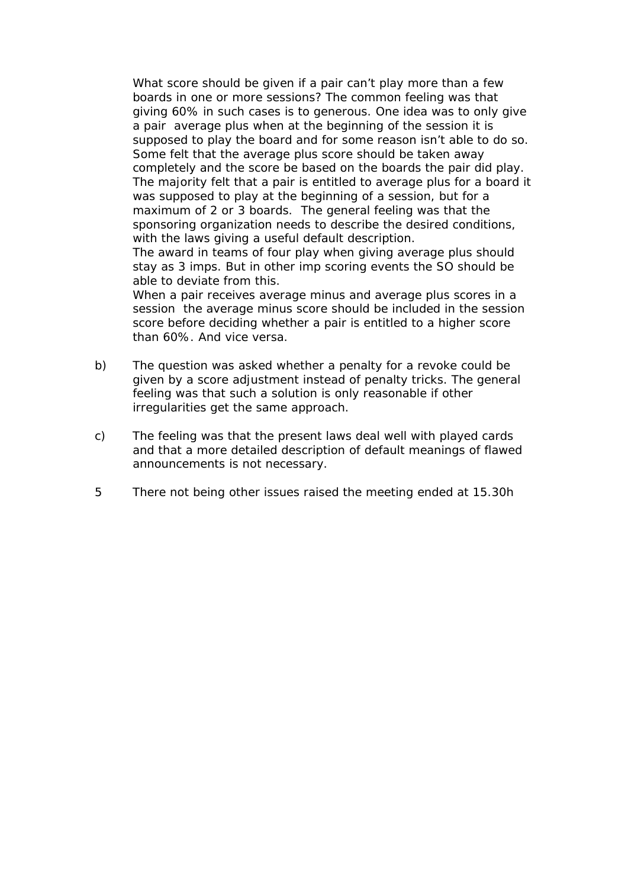What score should be given if a pair can't play more than a few boards in one or more sessions? The common feeling was that giving 60% in such cases is to generous. One idea was to only give a pair average plus when at the beginning of the session it is supposed to play the board and for some reason isn't able to do so. Some felt that the average plus score should be taken away completely and the score be based on the boards the pair did play. The majority felt that a pair is entitled to average plus for a board it was supposed to play at the beginning of a session, but for a maximum of 2 or 3 boards. The general feeling was that the sponsoring organization needs to describe the desired conditions, with the laws giving a useful default description.

The award in teams of four play when giving average plus should stay as 3 imps. But in other imp scoring events the SO should be able to deviate from this.

When a pair receives average minus and average plus scores in a session the average minus score should be included in the session score before deciding whether a pair is entitled to a higher score than 60%. And vice versa.

b) The question was asked whether a penalty for a revoke could be given by a score adjustment instead of penalty tricks. The general feeling was that such a solution is only reasonable if other irregularities get the same approach.

c) The feeling was that the present laws deal well with played cards and that a more detailed description of default meanings of flawed announcements is not necessary.

5 There not being other issues raised the meeting ended at 15.30h